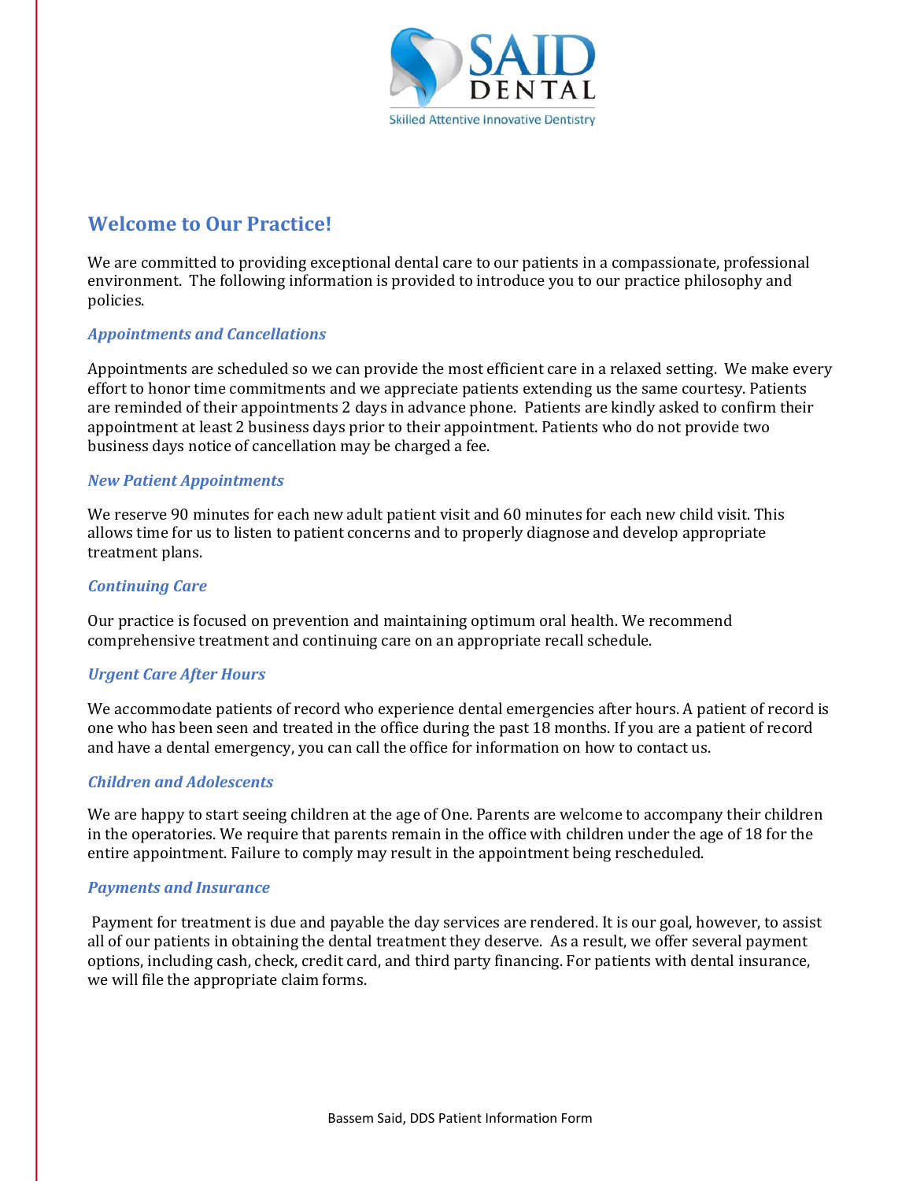SAID DENTAL

Skilled Attentive Innovative Dentistry

## Welcome to Our Practice!

We are committed to providing exceptional dental care to our patients in a compassionate, professional environment. The following information is provided to introduce you to our practice philosophy and policies.

### *Appointments and Cancellations*

Appointments are scheduled so we can provide the most efficient care in a relaxed setting. We make every effort to honor time commitments and we appreciate patients extending us the same courtesy. Patients are reminded of their appointments 2 days in advance phone. Patients are kindly asked to confirm their appointment at least 2 business days prior to their appointment. Patients who do not provide two business days notice of cancellation may be charged a fee.

### *New Patient Appointments*

We reserve 90 minutes for each new adult patient visit and 60 minutes for each new child visit. This allows time for us to listen to patient concerns and to properly diagnose and develop appropriate treatment plans.

### *Continuing Care*

Our practice is focused on prevention and maintaining optimum oral health. We recommend comprehensive treatment and continuing care on an appropriate recall schedule.

### *Urgent Care After Hours*

We accommodate patients of record who experience dental emergencies after hours. A patient of record is one who has been seen and treated in the office during the past 18 months. If you are a patient of record and have a dental emergency, you can call the office for information on how to contact us.

### *Children and Adolescents*

We are happy to start seeing children at the age of One. Parents are welcome to accompany their children in the operatories. We require that parents remain in the office with children under the age of 18 for the entire appointment. Failure to comply may result in the appointment being rescheduled.

### *Payments and Insurance*

Payment for treatment is due and payable the day services are rendered. It is our goal, however, to assist all of our patients in obtaining the dental treatment they deserve. As a result, we offer several payment options, including cash, check, credit card, and third party financing. For patients with dental insurance, we will file the appropriate claim forms.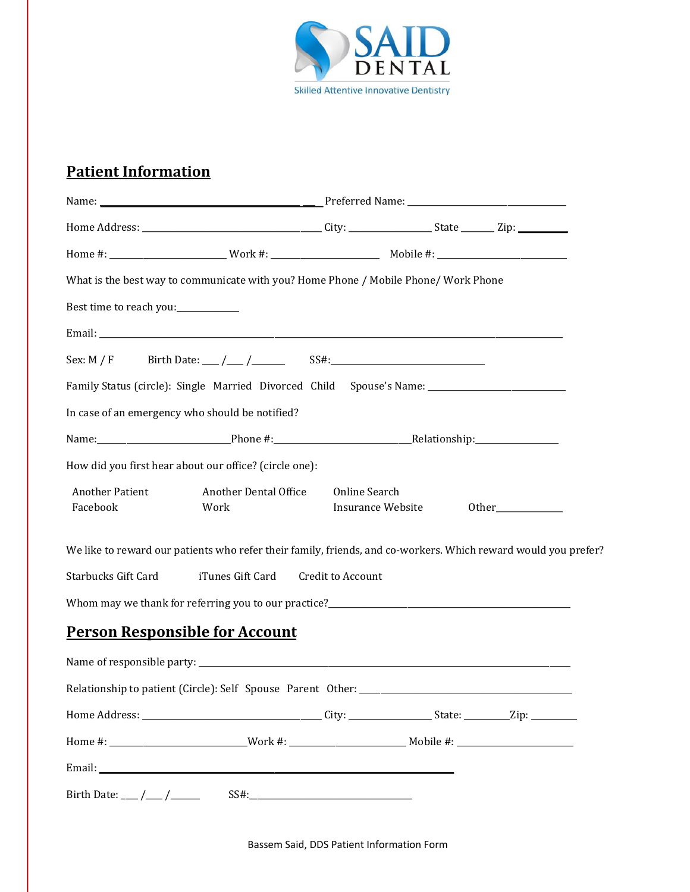SAID DENTAL

Skilled Attentive Innovative Dentistry

## Patient Information

Name: ___________________________________________ Preferred Name: _________________________________

Home Address: ___________________________________ City: ________________ State ______ Zip: _________

Home #: ________________________ Work #: ______________________ Mobile #: __________________________

What is the best way to communicate with you? Home Phone / Mobile Phone/ Work Phone

Best time to reach you:____________

Email: _______________________________________________________________________________________________

Sex: M / F      Birth Date: ___ /___ /_______      SS#:________________________________

Family Status (circle): Single  Married  Divorced  Child     Spouse's Name: _____________________________

In case of an emergency who should be notified?

Name:__________________________Phone #:___________________________Relationship:________________

How did you first hear about our office? (circle one):

Another Patient      Another Dental Office      Online Search
Facebook      Work      Insurance Website      Other_____________

We like to reward our patients who refer their family, friends, and co-workers. Which reward would you prefer?

Starbucks Gift Card      iTunes Gift Card      Credit to Account

Whom may we thank for referring you to our practice?_________________________________________________

## Person Responsible for Account

Name of responsible party: ________________________________________________________________________________

Relationship to patient (Circle): Self  Spouse  Parent  Other: _________________________________________

Home Address: ___________________________________ City: ________________ State: _________Zip: _________

Home #: __________________________Work #: _______________________ Mobile #: ________________________

Email: ___________________________________________________________________________

Birth Date: ___ /___ /______      SS#:________________________________

Bassem Said, DDS Patient Information Form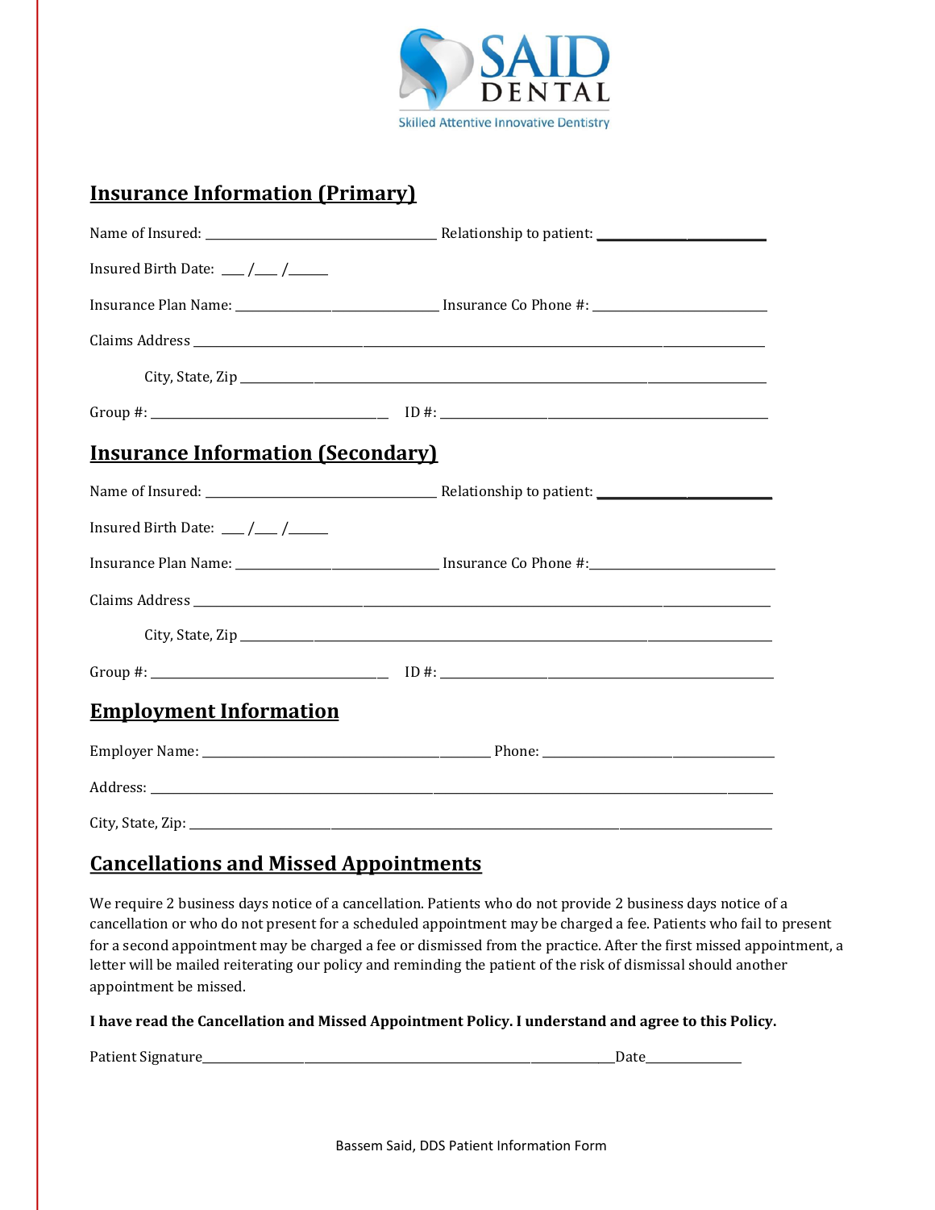SAID DENTAL

Skilled Attentive Innovative Dentistry

## Insurance Information (Primary)

Name of Insured: ________________________________ Relationship to patient: ________________________

Insured Birth Date: ___/___/_____

Insurance Plan Name: ____________________________ Insurance Co Phone #: ________________________

Claims Address ________________________________________________________________________________

City, State, Zip ____________________________________________________________________________

Group #: ________________________________ ID #: ________________________________________________

## Insurance Information (Secondary)

Name of Insured: ________________________________ Relationship to patient: ________________________

Insured Birth Date: ___/___/_____

Insurance Plan Name: ____________________________ Insurance Co Phone #: ________________________

Claims Address ________________________________________________________________________________

City, State, Zip ____________________________________________________________________________

Group #: ________________________________ ID #: ________________________________________________

## Employment Information

Employer Name: ________________________________________ Phone: ______________________________

Address: ______________________________________________________________________________________

City, State, Zip: _____________________________________________________________________________

## Cancellations and Missed Appointments

We require 2 business days notice of a cancellation. Patients who do not provide 2 business days notice of a cancellation or who do not present for a scheduled appointment may be charged a fee. Patients who fail to present for a second appointment may be charged a fee or dismissed from the practice. After the first missed appointment, a letter will be mailed reiterating our policy and reminding the patient of the risk of dismissal should another appointment be missed.

**I have read the Cancellation and Missed Appointment Policy. I understand and agree to this Policy.**

Patient Signature_____________________________________________________________Date______________

Bassem Said, DDS Patient Information Form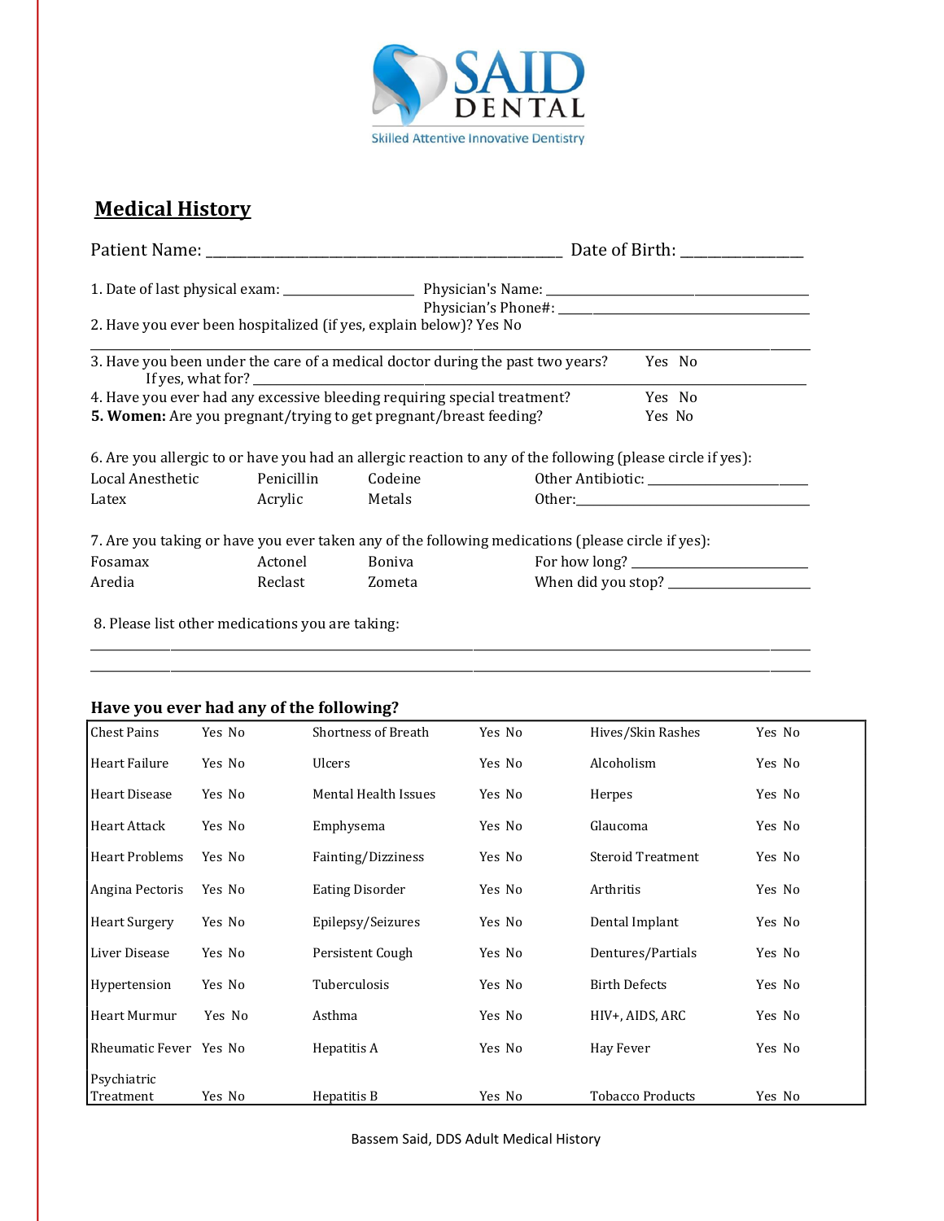SAID DENTAL

Skilled Attentive Innovative Dentistry

## Medical History

Patient Name: ________________________________________________ Date of Birth: ________________

1. Date of last physical exam: __________________ Physician's Name: ______________________________________
   Physician's Phone#: ___________________________________

2. Have you ever been hospitalized (if yes, explain below)? Yes No

_______________________________________________________________________________________________

3. Have you been under the care of a medical doctor during the past two years? Yes No
   If yes, what for? ___________________________________________________________________________

4. Have you ever had any excessive bleeding requiring special treatment? Yes No

**5. Women:** Are you pregnant/trying to get pregnant/breast feeding? Yes No

6. Are you allergic to or have you had an allergic reaction to any of the following (please circle if yes):

| | | | |
|---|---|---|---|
| Local Anesthetic | Penicillin | Codeine | Other Antibiotic: ____________________ |
| Latex | Acrylic | Metals | Other: ______________________________ |

7. Are you taking or have you ever taken any of the following medications (please circle if yes):

| | | | |
|---|---|---|---|
| Fosamax | Actonel | Boniva | For how long? ____________________ |
| Aredia | Reclast | Zometa | When did you stop? ________________ |

8. Please list other medications you are taking:

_______________________________________________________________________________________________

_______________________________________________________________________________________________

### Have you ever had any of the following?

| | | | | | |
|---|---|---|---|---|---|
| Chest Pains | Yes No | Shortness of Breath | Yes No | Hives/Skin Rashes | Yes No |
| Heart Failure | Yes No | Ulcers | Yes No | Alcoholism | Yes No |
| Heart Disease | Yes No | Mental Health Issues | Yes No | Herpes | Yes No |
| Heart Attack | Yes No | Emphysema | Yes No | Glaucoma | Yes No |
| Heart Problems | Yes No | Fainting/Dizziness | Yes No | Steroid Treatment | Yes No |
| Angina Pectoris | Yes No | Eating Disorder | Yes No | Arthritis | Yes No |
| Heart Surgery | Yes No | Epilepsy/Seizures | Yes No | Dental Implant | Yes No |
| Liver Disease | Yes No | Persistent Cough | Yes No | Dentures/Partials | Yes No |
| Hypertension | Yes No | Tuberculosis | Yes No | Birth Defects | Yes No |
| Heart Murmur | Yes No | Asthma | Yes No | HIV+, AIDS, ARC | Yes No |
| Rheumatic Fever | Yes No | Hepatitis A | Yes No | Hay Fever | Yes No |
| Psychiatric Treatment | Yes No | Hepatitis B | Yes No | Tobacco Products | Yes No |

Bassem Said, DDS Adult Medical History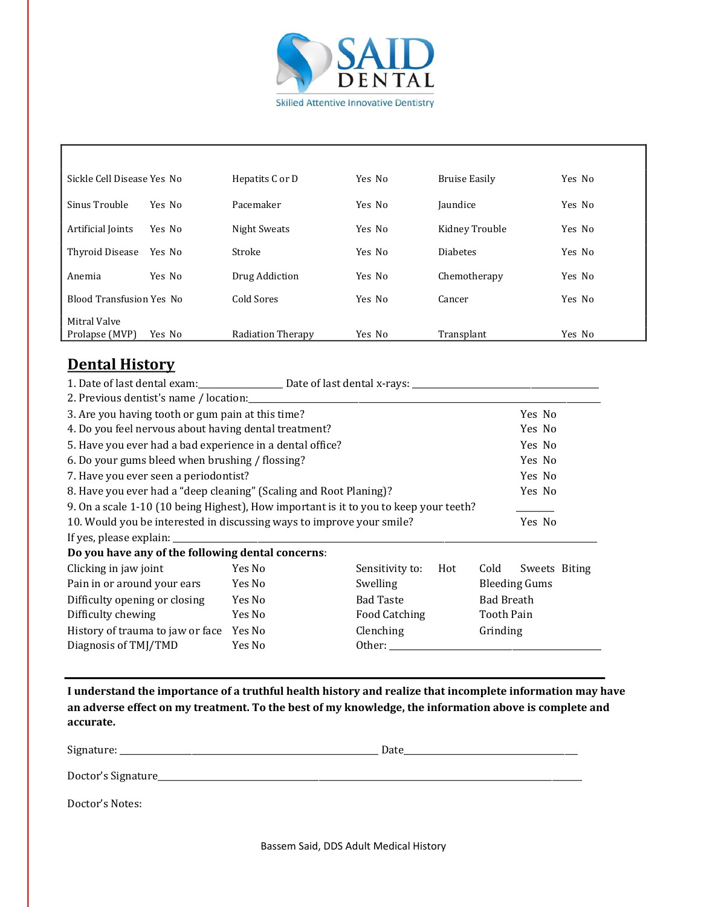**SAID DENTAL**

Skilled Attentive Innovative Dentistry

| | | | | | |
|---|---|---|---|---|---|
| Sickle Cell Disease | Yes No | Hepatits C or D | Yes No | Bruise Easily | Yes No |
| Sinus Trouble | Yes No | Pacemaker | Yes No | Jaundice | Yes No |
| Artificial Joints | Yes No | Night Sweats | Yes No | Kidney Trouble | Yes No |
| Thyroid Disease | Yes No | Stroke | Yes No | Diabetes | Yes No |
| Anemia | Yes No | Drug Addiction | Yes No | Chemotherapy | Yes No |
| Blood Transfusion | Yes No | Cold Sores | Yes No | Cancer | Yes No |
| Mitral Valve Prolapse (MVP) | Yes No | Radiation Therapy | Yes No | Transplant | Yes No |

## Dental History

1. Date of last dental exam:________________ Date of last dental x-rays: ______________________________________
2. Previous dentist's name / location:_____________________________________________________________________
3. Are you having tooth or gum pain at this time? Yes No
4. Do you feel nervous about having dental treatment? Yes No
5. Have you ever had a bad experience in a dental office? Yes No
6. Do your gums bleed when brushing / flossing? Yes No
7. Have you ever seen a periodontist? Yes No
8. Have you ever had a "deep cleaning" (Scaling and Root Planing)? Yes No
9. On a scale 1-10 (10 being Highest), How important is it to you to keep your teeth? _______
10. Would you be interested in discussing ways to improve your smile? Yes No

If yes, please explain: ____________________________________________________________________________

**Do you have any of the following dental concerns**:

| | | | | | |
|---|---|---|---|---|---|
| Clicking in jaw joint | Yes No | Sensitivity to: | Hot | Cold | Sweets Biting |
| Pain in or around your ears | Yes No | Swelling | | Bleeding Gums | |
| Difficulty opening or closing | Yes No | Bad Taste | | Bad Breath | |
| Difficulty chewing | Yes No | Food Catching | | Tooth Pain | |
| History of trauma to jaw or face | Yes No | Clenching | | Grinding | |
| Diagnosis of TMJ/TMD | Yes No | Other: ______________________________ | | | |

---

**I understand the importance of a truthful health history and realize that incomplete information may have an adverse effect on my treatment. To the best of my knowledge, the information above is complete and accurate.**

Signature: ______________________________________________________ Date___________________________________

Doctor's Signature________________________________________________________________________________________

Doctor's Notes:

Bassem Said, DDS Adult Medical History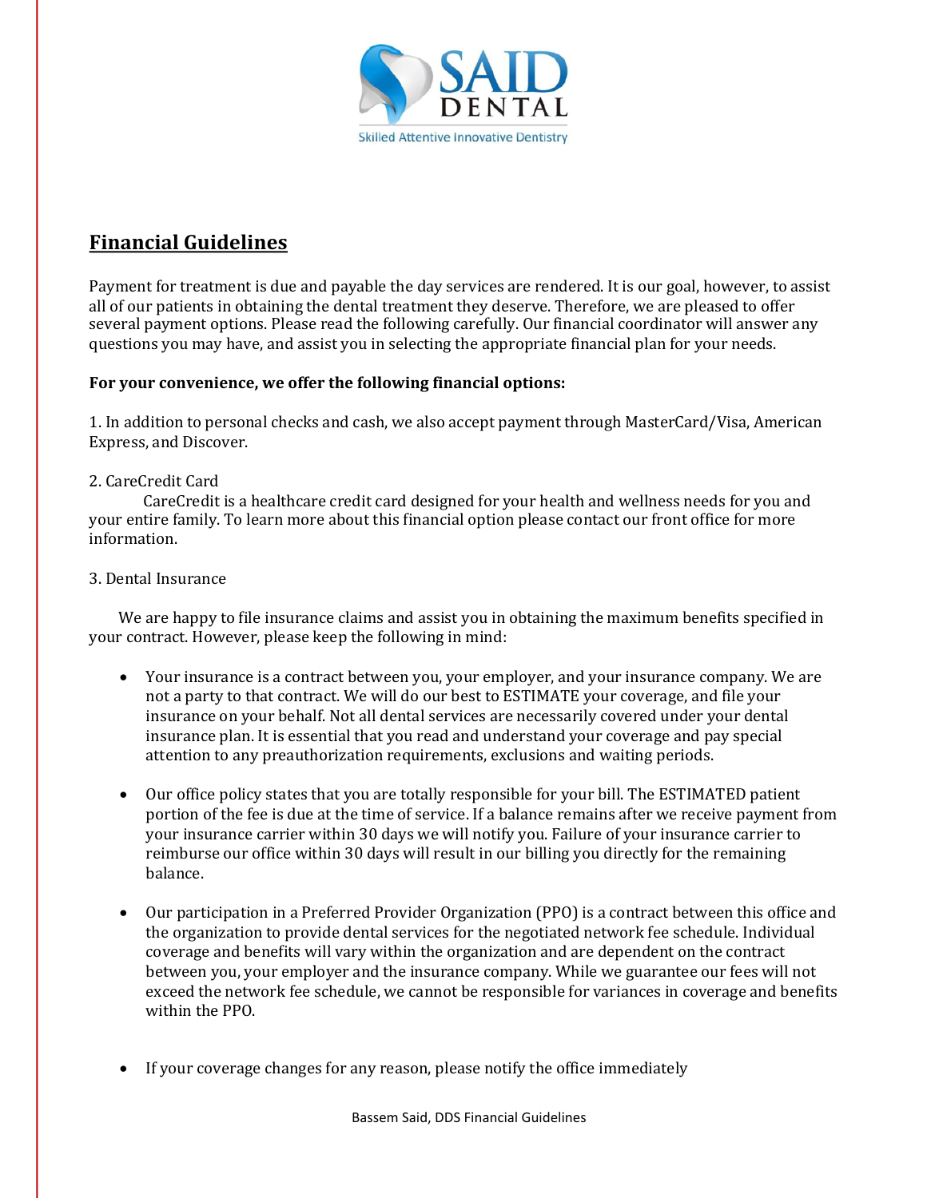## Financial Guidelines

Payment for treatment is due and payable the day services are rendered. It is our goal, however, to assist all of our patients in obtaining the dental treatment they deserve. Therefore, we are pleased to offer several payment options. Please read the following carefully. Our financial coordinator will answer any questions you may have, and assist you in selecting the appropriate financial plan for your needs.

**For your convenience, we offer the following financial options:**

1. In addition to personal checks and cash, we also accept payment through MasterCard/Visa, American Express, and Discover.

2. CareCredit Card

CareCredit is a healthcare credit card designed for your health and wellness needs for you and your entire family. To learn more about this financial option please contact our front office for more information.

3. Dental Insurance

We are happy to file insurance claims and assist you in obtaining the maximum benefits specified in your contract. However, please keep the following in mind:

- Your insurance is a contract between you, your employer, and your insurance company. We are not a party to that contract. We will do our best to ESTIMATE your coverage, and file your insurance on your behalf. Not all dental services are necessarily covered under your dental insurance plan. It is essential that you read and understand your coverage and pay special attention to any preauthorization requirements, exclusions and waiting periods.

- Our office policy states that you are totally responsible for your bill. The ESTIMATED patient portion of the fee is due at the time of service. If a balance remains after we receive payment from your insurance carrier within 30 days we will notify you. Failure of your insurance carrier to reimburse our office within 30 days will result in our billing you directly for the remaining balance.

- Our participation in a Preferred Provider Organization (PPO) is a contract between this office and the organization to provide dental services for the negotiated network fee schedule. Individual coverage and benefits will vary within the organization and are dependent on the contract between you, your employer and the insurance company. While we guarantee our fees will not exceed the network fee schedule, we cannot be responsible for variances in coverage and benefits within the PPO.

- If your coverage changes for any reason, please notify the office immediately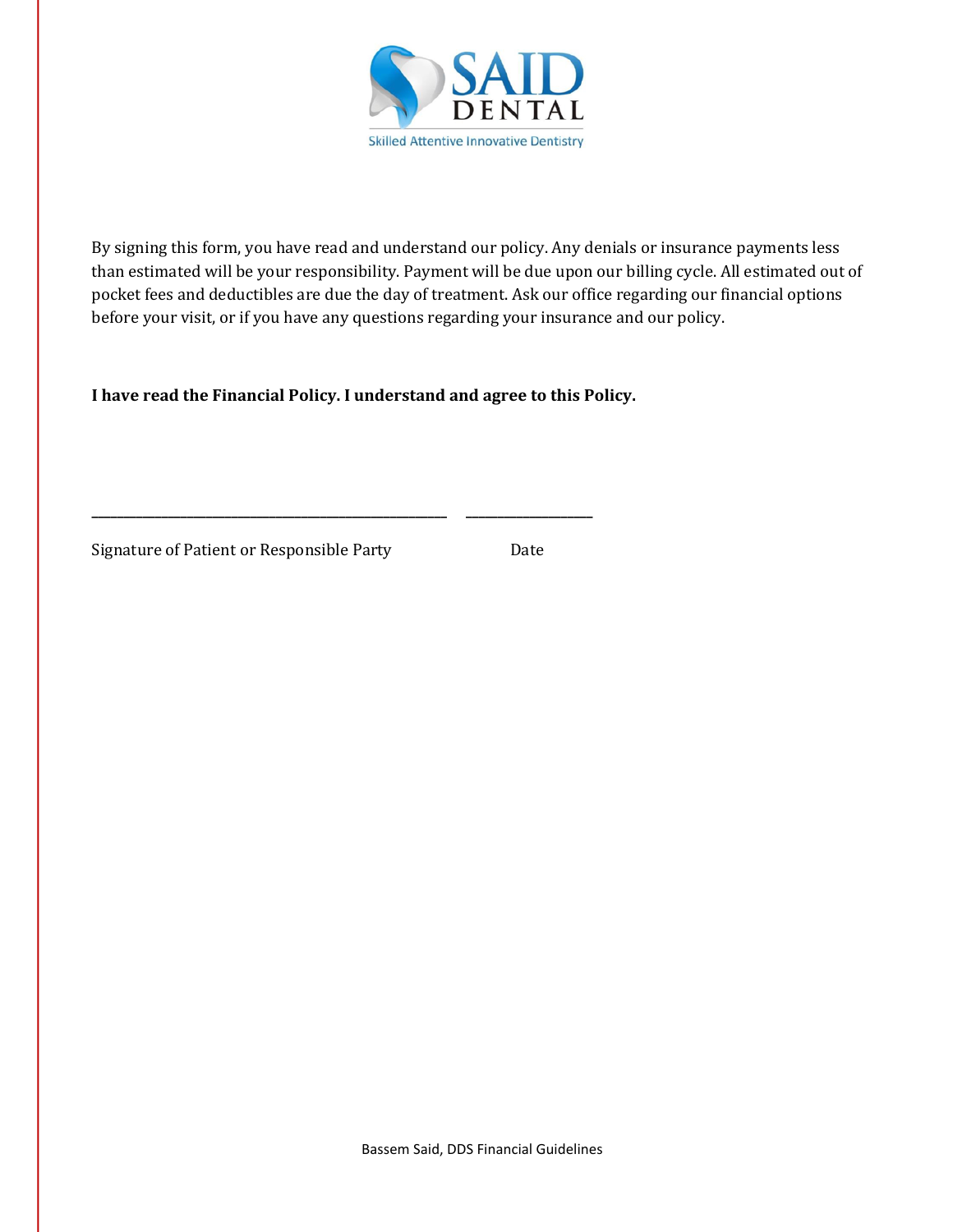By signing this form, you have read and understand our policy. Any denials or insurance payments less than estimated will be your responsibility. Payment will be due upon our billing cycle. All estimated out of pocket fees and deductibles are due the day of treatment. Ask our office regarding our financial options before your visit, or if you have any questions regarding your insurance and our policy.

**I have read the Financial Policy. I understand and agree to this Policy.**

\_\_\_\_\_\_\_\_\_\_\_\_\_\_\_\_\_\_\_\_\_\_\_\_\_\_\_\_\_\_\_\_\_\_\_\_\_\_\_\_\_\_\_\_\_\_\_\_ \_\_\_\_\_\_\_\_\_\_\_\_\_\_\_\_\_\_

Signature of Patient or Responsible Party Date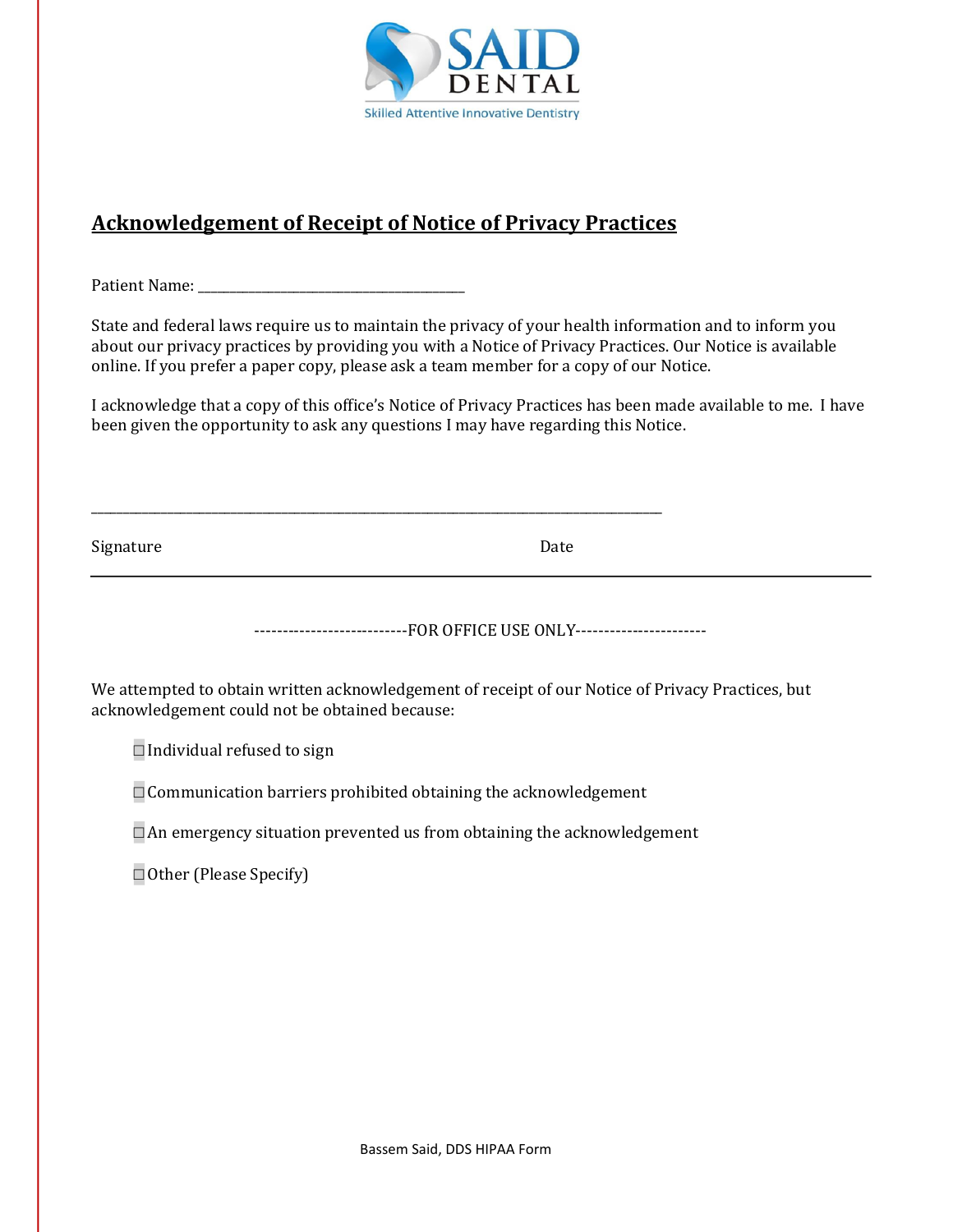SAID DENTAL

Skilled Attentive Innovative Dentistry

## Acknowledgement of Receipt of Notice of Privacy Practices

Patient Name: ______________________________________

State and federal laws require us to maintain the privacy of your health information and to inform you about our privacy practices by providing you with a Notice of Privacy Practices. Our Notice is available online. If you prefer a paper copy, please ask a team member for a copy of our Notice.

I acknowledge that a copy of this office's Notice of Privacy Practices has been made available to me. I have been given the opportunity to ask any questions I may have regarding this Notice.

_______________________________________________________________________________

Signature                                                            Date

---

---------------------------FOR OFFICE USE ONLY-----------------------

We attempted to obtain written acknowledgement of receipt of our Notice of Privacy Practices, but acknowledgement could not be obtained because:

- ☐ Individual refused to sign
- ☐ Communication barriers prohibited obtaining the acknowledgement
- ☐ An emergency situation prevented us from obtaining the acknowledgement
- ☐ Other (Please Specify)

Bassem Said, DDS HIPAA Form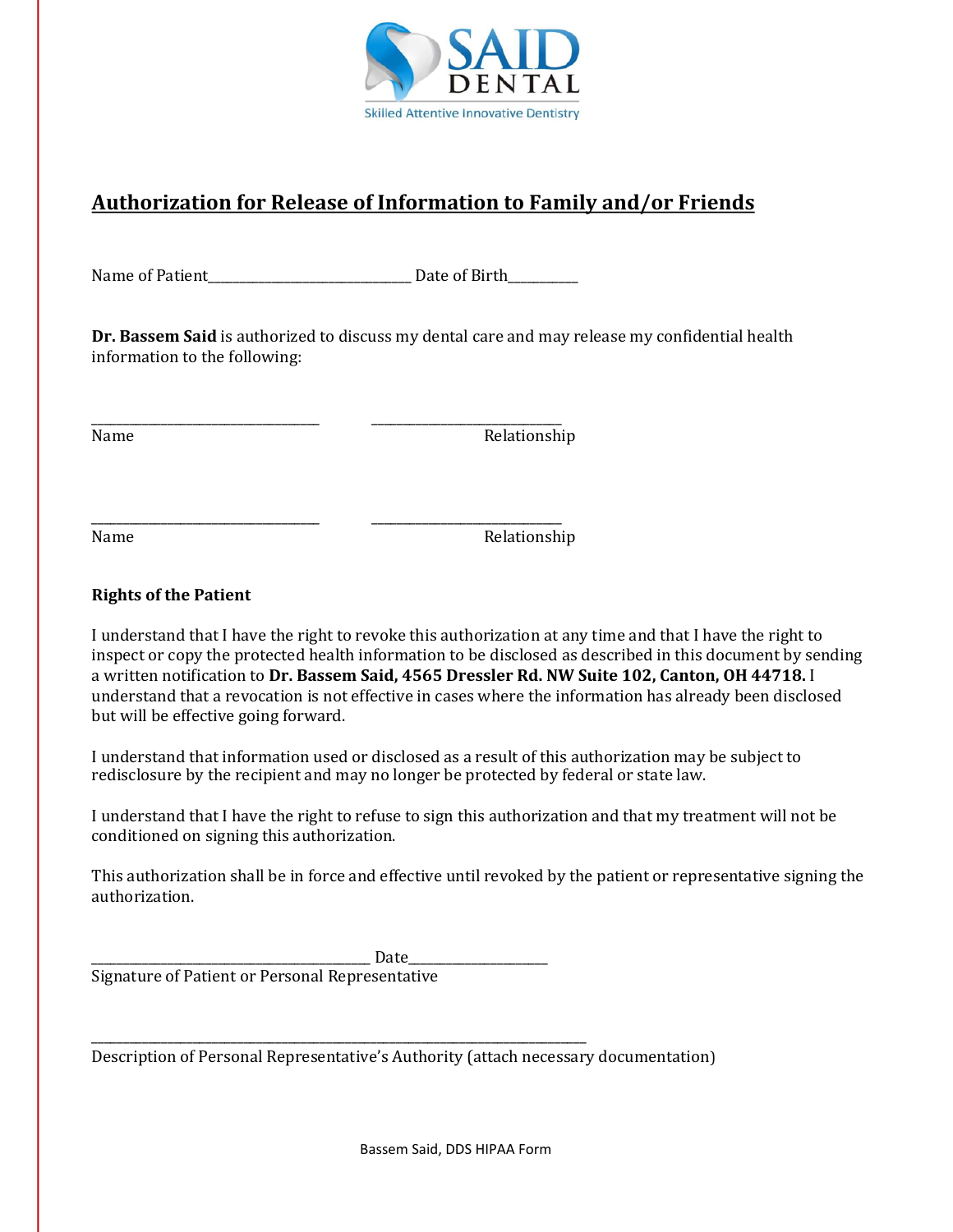SAID DENTAL

Skilled Attentive Innovative Dentistry

## Authorization for Release of Information to Family and/or Friends

Name of Patient_____________________________ Date of Birth__________

**Dr. Bassem Said** is authorized to discuss my dental care and may release my confidential health information to the following:

_________________________________ ___________________________

Name Relationship

_________________________________ ___________________________

Name Relationship

**Rights of the Patient**

I understand that I have the right to revoke this authorization at any time and that I have the right to inspect or copy the protected health information to be disclosed as described in this document by sending a written notification to **Dr. Bassem Said, 4565 Dressler Rd. NW Suite 102, Canton, OH 44718.** I understand that a revocation is not effective in cases where the information has already been disclosed but will be effective going forward.

I understand that information used or disclosed as a result of this authorization may be subject to redisclosure by the recipient and may no longer be protected by federal or state law.

I understand that I have the right to refuse to sign this authorization and that my treatment will not be conditioned on signing this authorization.

This authorization shall be in force and effective until revoked by the patient or representative signing the authorization.

________________________________________ Date___________________

Signature of Patient or Personal Representative

________________________________________________________________________

Description of Personal Representative's Authority (attach necessary documentation)

Bassem Said, DDS HIPAA Form